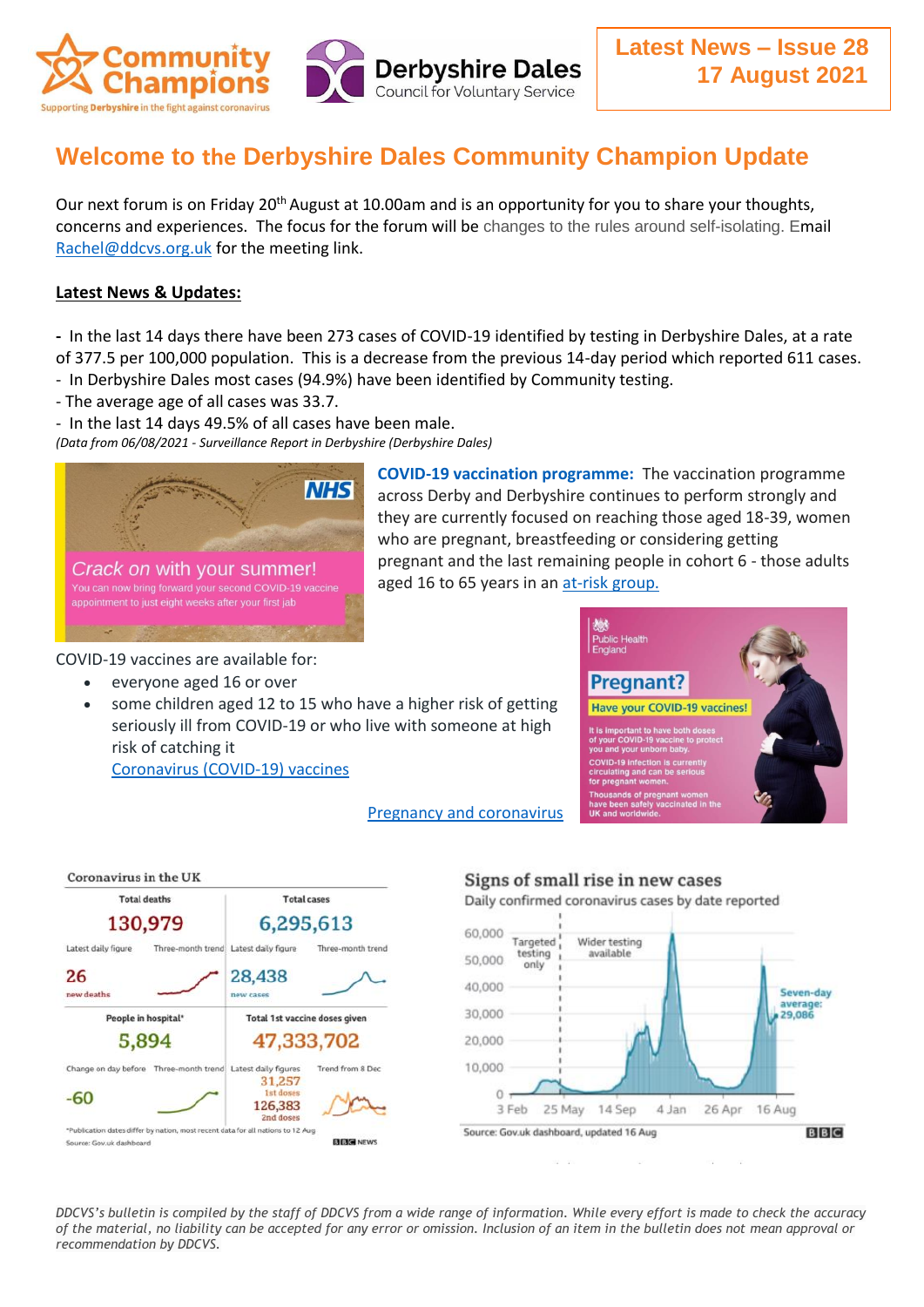Community Champions
Supporting Derbyshire in the fight against coronavirus

Derbyshire Dales
Council for Voluntary Service

**Latest News – Issue 28**
**17 August 2021**

# Welcome to the Derbyshire Dales Community Champion Update

Our next forum is on Friday 20th August at 10.00am and is an opportunity for you to share your thoughts, concerns and experiences. The focus for the forum will be changes to the rules around self-isolating. Email Rachel@ddcvs.org.uk for the meeting link.

**Latest News & Updates:**

- In the last 14 days there have been 273 cases of COVID-19 identified by testing in Derbyshire Dales, at a rate of 377.5 per 100,000 population. This is a decrease from the previous 14-day period which reported 611 cases.
- In Derbyshire Dales most cases (94.9%) have been identified by Community testing.
- The average age of all cases was 33.7.
- In the last 14 days 49.5% of all cases have been male.

*(Data from 06/08/2021 - Surveillance Report in Derbyshire (Derbyshire Dales)*

NHS
Crack on with your summer!
You can now bring forward your second COVID-19 vaccine appointment to just eight weeks after your first jab

**COVID-19 vaccination programme:** The vaccination programme across Derby and Derbyshire continues to perform strongly and they are currently focused on reaching those aged 18-39, women who are pregnant, breastfeeding or considering getting pregnant and the last remaining people in cohort 6 - those adults aged 16 to 65 years in an at-risk group.

COVID-19 vaccines are available for:

- everyone aged 16 or over
- some children aged 12 to 15 who have a higher risk of getting seriously ill from COVID-19 or who live with someone at high risk of catching it
  Coronavirus (COVID-19) vaccines

Pregnancy and coronavirus

Public Health England
Pregnant?
Have your COVID-19 vaccines!
It is important to have both doses of your COVID-19 vaccine to protect you and your unborn baby.
COVID-19 infection is currently circulating and can be serious for pregnant women.
Thousands of pregnant women have been safely vaccinated in the UK and worldwide.

**Coronavirus in the UK**

| Total deaths | Total cases |
|---|---|
| 130,979 | 6,295,613 |
| Latest daily figure: 26 new deaths | Latest daily figure: 28,438 new cases |

| People in hospital* | Total 1st vaccine doses given |
|---|---|
| 5,894 | 47,333,702 |
| Change on day before: -60 | Latest daily figures: 31,257 1st doses; 126,383 2nd doses |

*Publication dates differ by nation, most recent data for all nations to 12 Aug
Source: Gov.uk dashboard — BBC News

**Signs of small rise in new cases**
Daily confirmed coronavirus cases by date reported
Targeted testing only | Wider testing available
Seven-day average: 29,086
Source: Gov.uk dashboard, updated 16 Aug — BBC

*DDCVS's bulletin is compiled by the staff of DDCVS from a wide range of information. While every effort is made to check the accuracy of the material, no liability can be accepted for any error or omission. Inclusion of an item in the bulletin does not mean approval or recommendation by DDCVS.*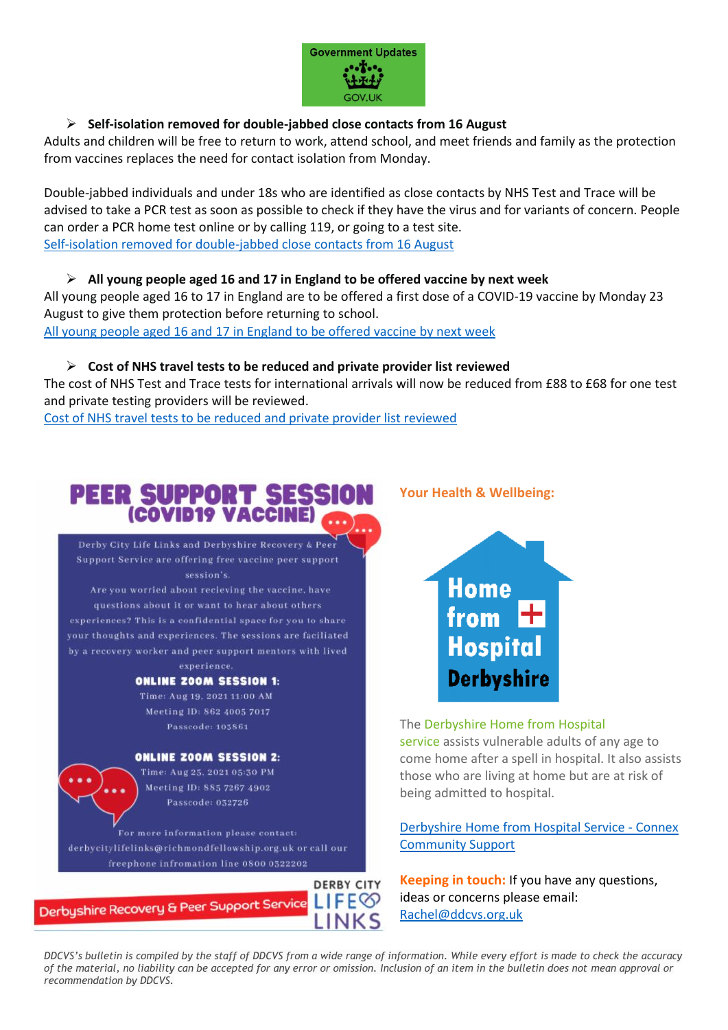Government Updates

GOV.UK

- **Self-isolation removed for double-jabbed close contacts from 16 August**

Adults and children will be free to return to work, attend school, and meet friends and family as the protection from vaccines replaces the need for contact isolation from Monday.

Double-jabbed individuals and under 18s who are identified as close contacts by NHS Test and Trace will be advised to take a PCR test as soon as possible to check if they have the virus and for variants of concern. People can order a PCR home test online or by calling 119, or going to a test site.

[Self-isolation removed for double-jabbed close contacts from 16 August]

- **All young people aged 16 and 17 in England to be offered vaccine by next week**

All young people aged 16 to 17 in England are to be offered a first dose of a COVID-19 vaccine by Monday 23 August to give them protection before returning to school.

[All young people aged 16 and 17 in England to be offered vaccine by next week]

- **Cost of NHS travel tests to be reduced and private provider list reviewed**

The cost of NHS Test and Trace tests for international arrivals will now be reduced from £88 to £68 for one test and private testing providers will be reviewed.

[Cost of NHS travel tests to be reduced and private provider list reviewed]

## PEER SUPPORT SESSION (COVID19 VACCINE)

Derby City Life Links and Derbyshire Recovery & Peer Support Service are offering free vaccine peer support session's.

Are you worried about recieving the vaccine, have questions about it or want to hear about others experiences? This is a confidential space for you to share your thoughts and experiences. The sessions are faciliated by a recovery worker and peer support mentors with lived experience.

**ONLINE ZOOM SESSION 1:**
Time: Aug 19, 2021 11:00 AM
Meeting ID: 862 4005 7017
Passcode: 103861

**ONLINE ZOOM SESSION 2:**
Time: Aug 25, 2021 05:30 PM
Meeting ID: 885 7267 4902
Passcode: 032726

For more information please contact: derbycitylifelinks@richmondfellowship.org.uk or call our freephone infromation line 0800 0322202

Derbyshire Recovery & Peer Support Service

DERBY CITY LIFE LINKS

## Your Health & Wellbeing:

Home from Hospital Derbyshire

The Derbyshire Home from Hospital service assists vulnerable adults of any age to come home after a spell in hospital. It also assists those who are living at home but are at risk of being admitted to hospital.

[Derbyshire Home from Hospital Service - Connex Community Support]

**Keeping in touch:** If you have any questions, ideas or concerns please email: Rachel@ddcvs.org.uk

*DDCVS's bulletin is compiled by the staff of DDCVS from a wide range of information. While every effort is made to check the accuracy of the material, no liability can be accepted for any error or omission. Inclusion of an item in the bulletin does not mean approval or recommendation by DDCVS.*